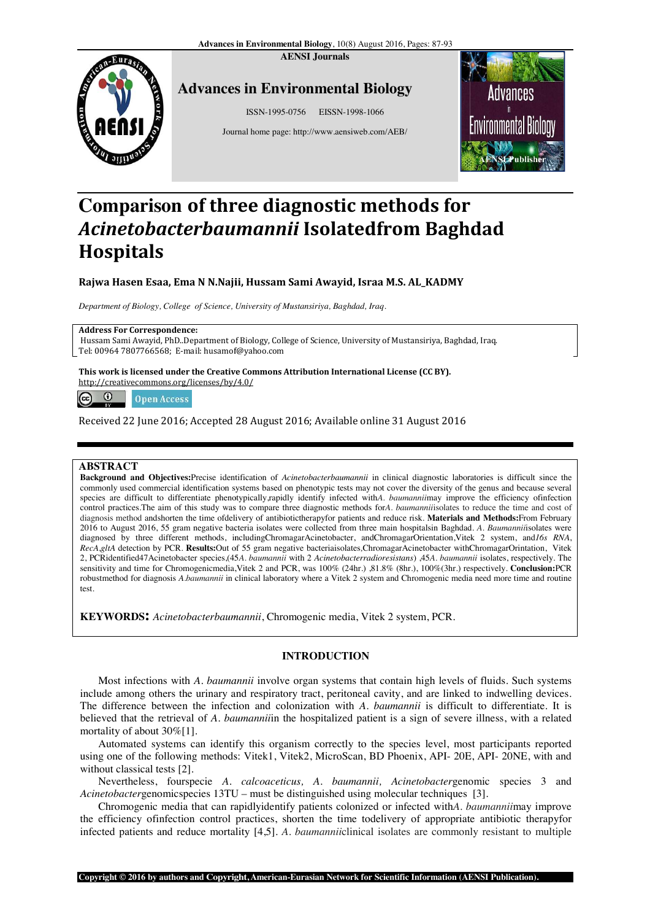# Comparison of three diagnostic methods for *Acinetobacterbaumannii* Isolatedfrom Baghdad Hospitals

**Rajwa Hasen Esaa, Ema N N.Najii, Hussam Sami Awayid, Israa M.S. AL_KADMY**

*Department of Biology, College of Science, University of Mustansiriya, Baghdad, Iraq.*

**Address For Correspondence:**
Hussam Sami Awayid, PhD..Department of Biology, College of Science, University of Mustansiriya, Baghdad, Iraq.
Tel: 00964 7807766568; E-mail: husamof@yahoo.com

**This work is licensed under the Creative Commons Attribution International License (CC BY).**
http://creativecommons.org/licenses/by/4.0/

Open Access

Received 22 June 2016; Accepted 28 August 2016; Available online 31 August 2016

## ABSTRACT

**Background and Objectives:**Precise identification of *Acinetobacterbaumannii* in clinical diagnostic laboratories is difficult since the commonly used commercial identification systems based on phenotypic tests may not cover the diversity of the genus and because several species are difficult to differentiate phenotypically,rapidly identify infected with*A. baumannii*may improve the efficiency ofinfection control practices.The aim of this study was to compare three diagnostic methods for*A. baumannii*isolates to reduce the time and cost of diagnosis method andshorten the time ofdelivery of antibiotictherapyfor patients and reduce risk. **Materials and Methods:**From February 2016 to August 2016, 55 gram negative bacteria isolates were collected from three main hospitalsin Baghdad. *A. Baumannii*isolates were diagnosed by three different methods, includingChromagarAcinetobacter, andChromagarOrientation,Vitek 2 system, and*16s RNA*, *RecA*,*gltA* detection by PCR. **Results:**Out of 55 gram negative bacteriaisolates,ChromagarAcinetobacter withChromagarOrintation, Vitek 2, PCRidentified47Acinetobacter species,(45*A. baumannii* with 2 *Acinetobacterradioresistans*) ,45*A. baumannii* isolates, respectively. The sensitivity and time for Chromogenicmedia,Vitek 2 and PCR, was 100% (24hr.) ,81.8% (8hr.), 100%(3hr.) respectively. **Conclusion:**PCR robustmethod for diagnosis *A.baumannii* in clinical laboratory where a Vitek 2 system and Chromogenic media need more time and routine test.

**KEYWORDS:** *Acinetobacterbaumannii*, Chromogenic media, Vitek 2 system, PCR.

## INTRODUCTION

Most infections with *A. baumannii* involve organ systems that contain high levels of fluids. Such systems include among others the urinary and respiratory tract, peritoneal cavity, and are linked to indwelling devices. The difference between the infection and colonization with *A. baumannii* is difficult to differentiate. It is believed that the retrieval of *A. baumannii*in the hospitalized patient is a sign of severe illness, with a related mortality of about 30%[1].

Automated systems can identify this organism correctly to the species level, most participants reported using one of the following methods: Vitek1, Vitek2, MicroScan, BD Phoenix, API- 20E, API- 20NE, with and without classical tests [2].

Nevertheless, fourspecie *A. calcoaceticus, A. baumannii, Acinetobacter*genomic species 3 and *Acinetobacter*genomicspecies 13TU – must be distinguished using molecular techniques [3].

Chromogenic media that can rapidlyidentify patients colonized or infected with*A. baumannii*may improve the efficiency ofinfection control practices, shorten the time todelivery of appropriate antibiotic therapyfor infected patients and reduce mortality [4,5]. *A. baumannii*clinical isolates are commonly resistant to multiple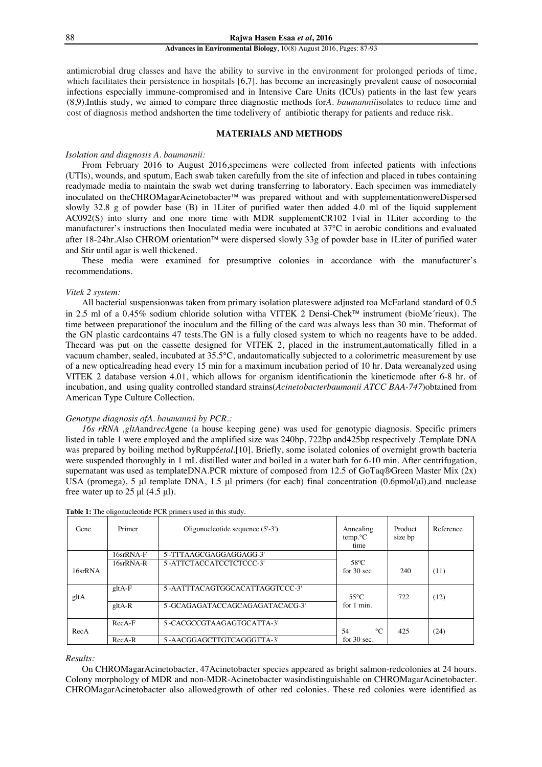antimicrobial drug classes and have the ability to survive in the environment for prolonged periods of time, which facilitates their persistence in hospitals [6,7]. has become an increasingly prevalent cause of nosocomial infections especially immune-compromised and in Intensive Care Units (ICUs) patients in the last few years (8,9).Inthis study, we aimed to compare three diagnostic methods for*A. baumannii*isolates to reduce time and cost of diagnosis method andshorten the time todelivery of antibiotic therapy for patients and reduce risk.

## MATERIALS AND METHODS

### *Isolation and diagnosis A. baumannii:*

From February 2016 to August 2016,specimens were collected from infected patients with infections (UTIs), wounds, and sputum, Each swab taken carefully from the site of infection and placed in tubes containing readymade media to maintain the swab wet during transferring to laboratory. Each specimen was immediately inoculated on theCHROMagarAcinetobacter™ was prepared without and with supplementationwereDispersed slowly 32.8 g of powder base (B) in 1Liter of purified water then added 4.0 ml of the liquid supplement AC092(S) into slurry and one more time with MDR supplementCR102 1vial in 1Liter according to the manufacturer's instructions then Inoculated media were incubated at 37°C in aerobic conditions and evaluated after 18-24hr.Also CHROM orientation™ were dispersed slowly 33g of powder base in 1Liter of purified water and Stir until agar is well thickened.

These media were examined for presumptive colonies in accordance with the manufacturer's recommendations.

### *Vitek 2 system:*

All bacterial suspensionwas taken from primary isolation plateswere adjusted toa McFarland standard of 0.5 in 2.5 ml of a 0.45% sodium chloride solution witha VITEK 2 Densi-Chek™ instrument (bioMe´rieux). The time between preparationof the inoculum and the filling of the card was always less than 30 min. Theformat of the GN plastic cardcontains 47 tests.The GN is a fully closed system to which no reagents have to be added. Thecard was put on the cassette designed for VITEK 2, placed in the instrument,automatically filled in a vacuum chamber, sealed, incubated at 35.5°C, andautomatically subjected to a colorimetric measurement by use of a new opticalreading head every 15 min for a maximum incubation period of 10 hr. Data wereanalyzed using VITEK 2 database version 4.01, which allows for organism identificationin the kineticmode after 6-8 hr. of incubation, and using quality controlled standard strains(*Acinetobacterbaumanii ATCC BAA-747*)obtained from American Type Culture Collection.

### *Genotype diagnosis ofA. baumannii by PCR.:*

*16s rRNA ,gltA*and*recA*gene (a house keeping gene) was used for genotypic diagnosis. Specific primers listed in table 1 were employed and the amplified size was 240bp, 722bp and425bp respectively .Template DNA was prepared by boiling method byRuppé*etal*.[10]. Briefly, some isolated colonies of overnight growth bacteria were suspended thoroughly in 1 mL distilled water and boiled in a water bath for 6-10 min. After centrifugation, supernatant was used as templateDNA.PCR mixture of composed from 12.5 of GoTaq®Green Master Mix (2x) USA (promega), 5 µl template DNA, 1.5 µl primers (for each) final concentration (0.6pmol/µl),and nuclease free water up to 25 µl (4.5 µl).

**Table 1:** The oligonucleotide PCR primers used in this study.

| Gene | Primer | Oligonucleotide sequence (5'-3') | Annealing temp.°C time | Product size bp | Reference |
|---|---|---|---|---|---|
| 16srRNA | 16srRNA-F | 5'-TTTAAGCGAGGAGGAGG-3' | 58°C for 30 sec. | 240 | (11) |
| | 16srRNA-R | 5'-ATTCTACCATCCTCTCCC-3' | | | |
| gltA | gltA-F | 5'-AATTTACAGTGGCACATTAGGTCCC-3' | 55°C for 1 min. | 722 | (12) |
| | gltA-R | 5'-GCAGAGATACCAGCAGAGATACACG-3' | | | |
| RecA | RecA-F | 5'-CACGCCGTAAGAGTGCATTA-3' | 54 °C for 30 sec. | 425 | (24) |
| | RecA-R | 5'-AACGGAGCTTGTCAGGGTTA-3' | | | |

### *Results:*

On CHROMagarAcinetobacter, 47Acinetobacter species appeared as bright salmon-redcolonies at 24 hours. Colony morphology of MDR and non-MDR-Acinetobacter wasindistinguishable on CHROMagarAcinetobacter. CHROMagarAcinetobacter also allowedgrowth of other red colonies. These red colonies were identified as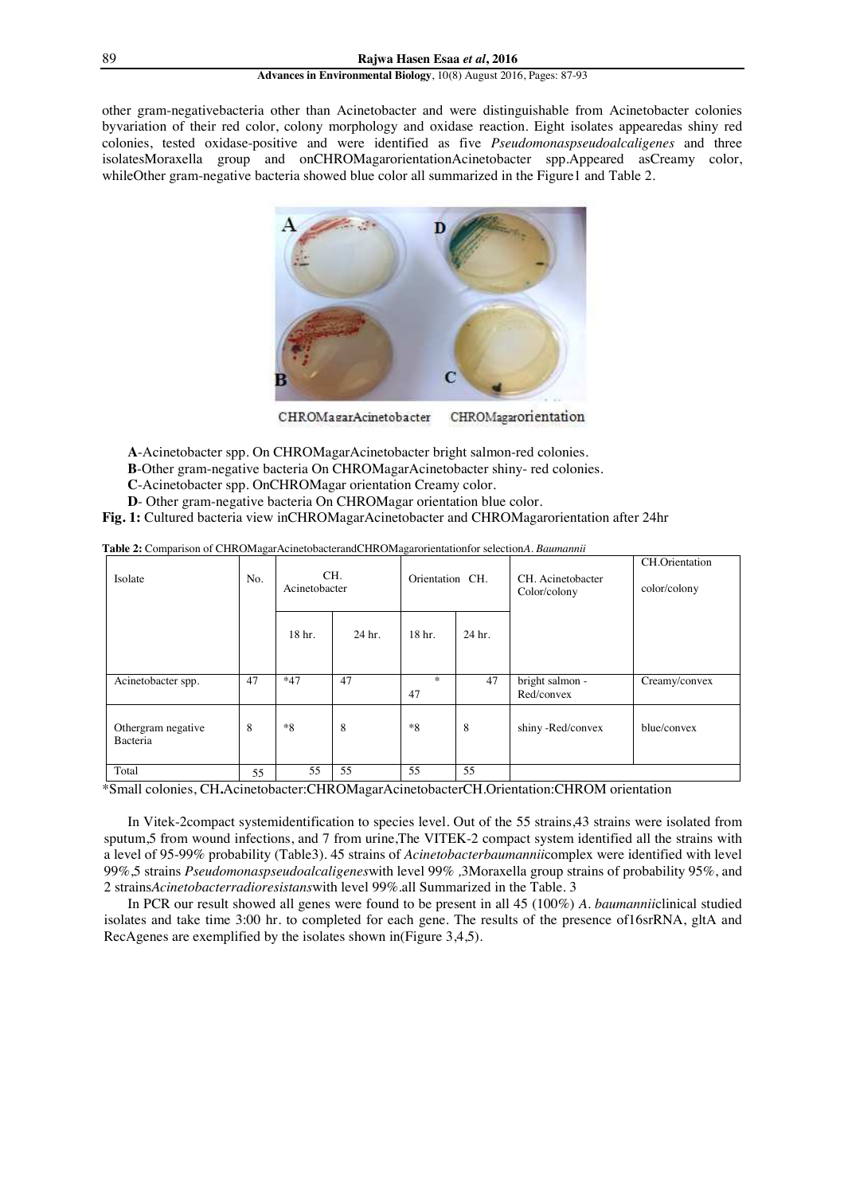other gram-negativebacteria other than Acinetobacter and were distinguishable from Acinetobacter colonies byvariation of their red color, colony morphology and oxidase reaction. Eight isolates appearedas shiny red colonies, tested oxidase-positive and were identified as five *Pseudomonaspseudoalcaligenes* and three isolatesMoraxella group and onCHROMagarorientationAcinetobacter spp.Appeared asCreamy color, whileOther gram-negative bacteria showed blue color all summarized in the Figure1 and Table 2.

CHROMagarAcinetobacter CHROMagarorientation

**A**-Acinetobacter spp. On CHROMagarAcinetobacter bright salmon-red colonies.

**B**-Other gram-negative bacteria On CHROMagarAcinetobacter shiny- red colonies.

**C**-Acinetobacter spp. OnCHROMagar orientation Creamy color.

**D**- Other gram-negative bacteria On CHROMagar orientation blue color.

**Fig. 1:** Cultured bacteria view inCHROMagarAcinetobacter and CHROMagarorientation after 24hr

**Table 2:** Comparison of CHROMagarAcinetobacterandCHROMagarorientationfor selection*A. Baumannii*

| Isolate | No. | CH. Acinetobacter | | Orientation CH. | | CH. Acinetobacter Color/colony | CH.Orientation color/colony |
|---|---|---|---|---|---|---|---|
| | | 18 hr. | 24 hr. | 18 hr. | 24 hr. | | |
| Acinetobacter spp. | 47 | *47 | 47 | * 47 | 47 | bright salmon - Red/convex | Creamy/convex |
| Othergram negative Bacteria | 8 | *8 | 8 | *8 | 8 | shiny -Red/convex | blue/convex |
| Total | 55 | 55 | 55 | 55 | 55 | | |

*Small colonies, CH.Acinetobacter:CHROMagarAcinetobacterCH.Orientation:CHROM orientation

In Vitek-2compact systemidentification to species level. Out of the 55 strains,43 strains were isolated from sputum,5 from wound infections, and 7 from urine,The VITEK-2 compact system identified all the strains with a level of 95-99% probability (Table3). 45 strains of *Acinetobacterbaumannii*complex were identified with level 99%,5 strains *Pseudomonaspseudoalcaligenes*with level 99% ,3Moraxella group strains of probability 95%, and 2 strains*Acinetobacterradioresistans*with level 99%.all Summarized in the Table. 3

In PCR our result showed all genes were found to be present in all 45 (100%) *A. baumannii*clinical studied isolates and take time 3:00 hr. to completed for each gene. The results of the presence of16srRNA, gltA and RecAgenes are exemplified by the isolates shown in(Figure 3,4,5).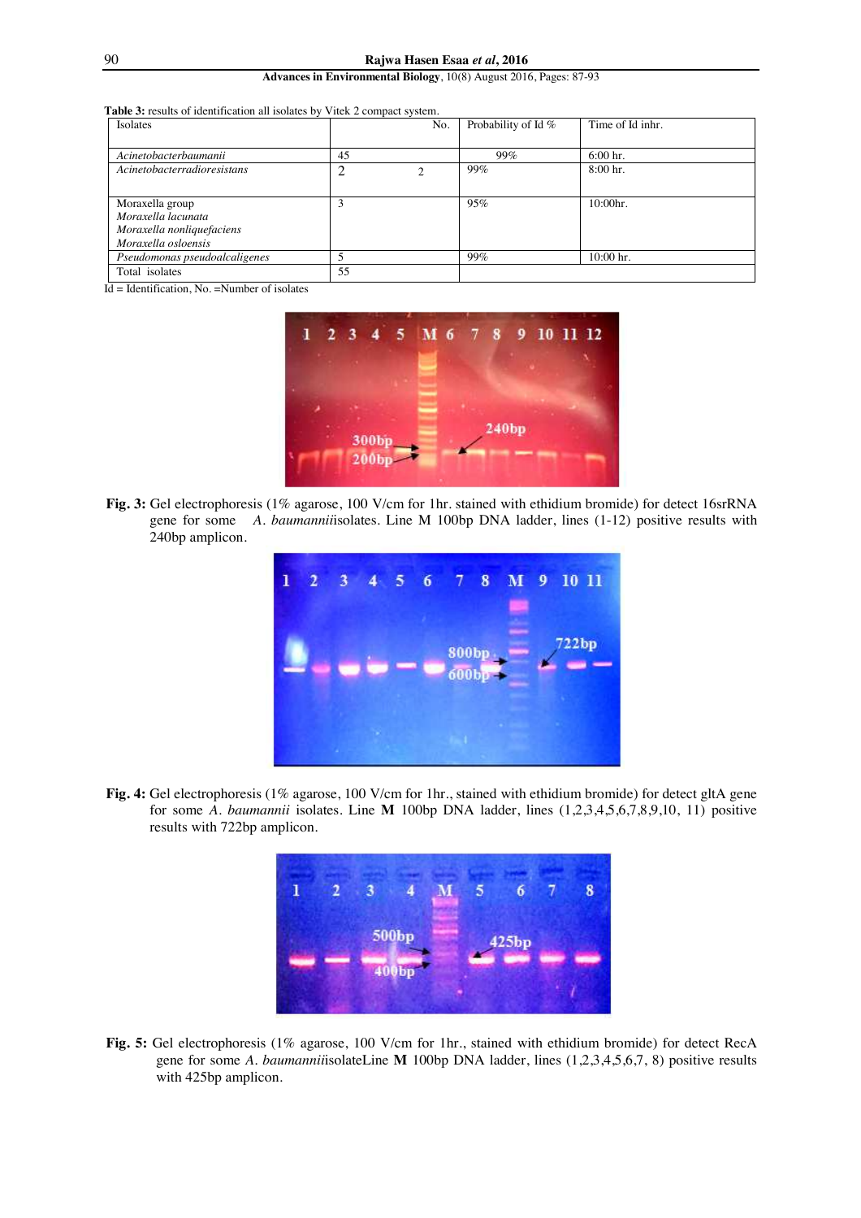**Table 3:** results of identification all isolates by Vitek 2 compact system.

| Isolates | No. | Probability of Id % | Time of Id inhr. |
|---|---|---|---|
| *Acinetobacterbaumanii* | 45 | 99% | 6:00 hr. |
| *Acinetobacterradioresistans* | 2 | 99% | 8:00 hr. |
| Moraxella group<br>*Moraxella lacunata*<br>*Moraxella nonliquefaciens*<br>*Moraxella osloensis* | 3 | 95% | 10:00hr. |
| *Pseudomonas pseudoalcaligenes* | 5 | 99% | 10:00 hr. |
| Total isolates | 55 | | |

Id = Identification, No. =Number of isolates

**Fig. 3:** Gel electrophoresis (1% agarose, 100 V/cm for 1hr. stained with ethidium bromide) for detect 16srRNA gene for some *A. baumannii*isolates. Line M 100bp DNA ladder, lines (1-12) positive results with 240bp amplicon.

**Fig. 4:** Gel electrophoresis (1% agarose, 100 V/cm for 1hr., stained with ethidium bromide) for detect gltA gene for some *A. baumannii* isolates. Line **M** 100bp DNA ladder, lines (1,2,3,4,5,6,7,8,9,10, 11) positive results with 722bp amplicon.

**Fig. 5:** Gel electrophoresis (1% agarose, 100 V/cm for 1hr., stained with ethidium bromide) for detect RecA gene for some *A. baumannii*isolateLine **M** 100bp DNA ladder, lines (1,2,3,4,5,6,7, 8) positive results with 425bp amplicon.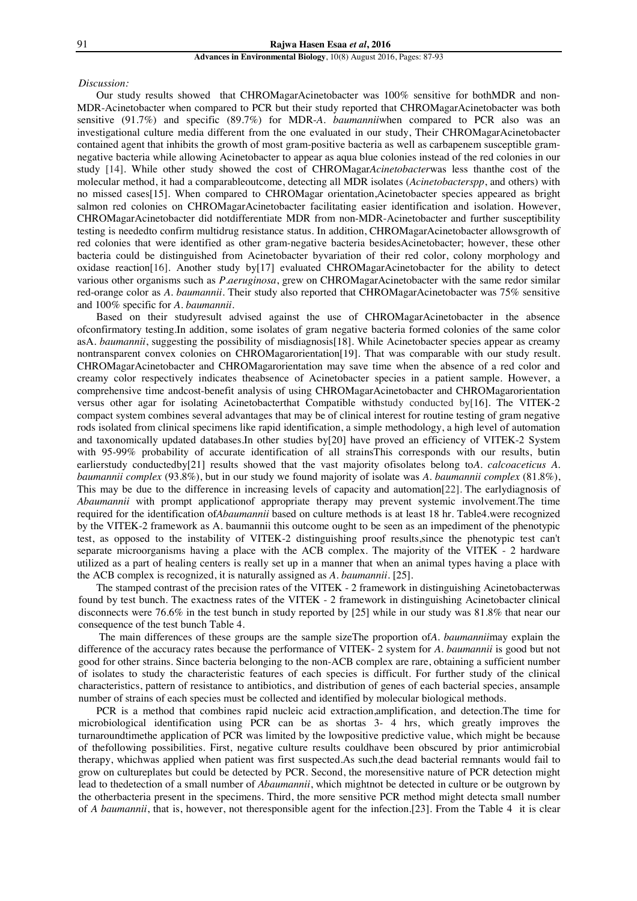*Discussion:*

Our study results showed that CHROMagarAcinetobacter was 100% sensitive for bothMDR and non-MDR-Acinetobacter when compared to PCR but their study reported that CHROMagarAcinetobacter was both sensitive (91.7%) and specific (89.7%) for MDR-*A. baumannii*when compared to PCR also was an investigational culture media different from the one evaluated in our study, Their CHROMagarAcinetobacter contained agent that inhibits the growth of most gram-positive bacteria as well as carbapenem susceptible gram-negative bacteria while allowing Acinetobacter to appear as aqua blue colonies instead of the red colonies in our study [14]. While other study showed the cost of CHROMagar*Acinetobacter*was less thanthe cost of the molecular method, it had a comparableoutcome, detecting all MDR isolates (*Acinetobacterspp*, and others) with no missed cases[15]. When compared to CHROMagar orientation,Acinetobacter species appeared as bright salmon red colonies on CHROMagarAcinetobacter facilitating easier identification and isolation. However, CHROMagarAcinetobacter did notdifferentiate MDR from non-MDR-Acinetobacter and further susceptibility testing is neededto confirm multidrug resistance status. In addition, CHROMagarAcinetobacter allowsgrowth of red colonies that were identified as other gram-negative bacteria besidesAcinetobacter; however, these other bacteria could be distinguished from Acinetobacter byvariation of their red color, colony morphology and oxidase reaction[16]. Another study by[17] evaluated CHROMagarAcinetobacter for the ability to detect various other organisms such as *P.aeruginosa*, grew on CHROMagarAcinetobacter with the same redor similar red-orange color as *A. baumannii*. Their study also reported that CHROMagarAcinetobacter was 75% sensitive and 100% specific for *A. baumannii*.

Based on their studyresult advised against the use of CHROMagarAcinetobacter in the absence ofconfirmatory testing.In addition, some isolates of gram negative bacteria formed colonies of the same color asA. *baumannii*, suggesting the possibility of misdiagnosis[18]. While Acinetobacter species appear as creamy nontransparent convex colonies on CHROMagarorientation[19]. That was comparable with our study result. CHROMagarAcinetobacter and CHROMagarorientation may save time when the absence of a red color and creamy color respectively indicates theabsence of Acinetobacter species in a patient sample. However, a comprehensive time andcost-benefit analysis of using CHROMagarAcinetobacter and CHROMagarorientation versus other agar for isolating Acinetobacterthat Compatible withstudy conducted by[16]. The VITEK-2 compact system combines several advantages that may be of clinical interest for routine testing of gram negative rods isolated from clinical specimens like rapid identification, a simple methodology, a high level of automation and taxonomically updated databases.In other studies by[20] have proved an efficiency of VITEK-2 System with 95-99% probability of accurate identification of all strainsThis corresponds with our results, butin earlierstudy conductedby[21] results showed that the vast majority ofisolates belong to*A. calcoaceticus A. baumannii complex* (93.8%), but in our study we found majority of isolate was *A. baumannii complex* (81.8%), This may be due to the difference in increasing levels of capacity and automation[22]. The earlydiagnosis of *Abaumannii* with prompt applicationof appropriate therapy may prevent systemic involvement.The time required for the identification of*Abaumannii* based on culture methods is at least 18 hr. Table4.were recognized by the VITEK-2 framework as A. baumannii this outcome ought to be seen as an impediment of the phenotypic test, as opposed to the instability of VITEK-2 distinguishing proof results,since the phenotypic test can't separate microorganisms having a place with the ACB complex. The majority of the VITEK - 2 hardware utilized as a part of healing centers is really set up in a manner that when an animal types having a place with the ACB complex is recognized, it is naturally assigned as *A. baumannii*. [25].

The stamped contrast of the precision rates of the VITEK - 2 framework in distinguishing Acinetobacterwas found by test bunch. The exactness rates of the VITEK - 2 framework in distinguishing Acinetobacter clinical disconnects were 76.6% in the test bunch in study reported by [25] while in our study was 81.8% that near our consequence of the test bunch Table 4.

The main differences of these groups are the sample sizeThe proportion of*A. baumannii*may explain the difference of the accuracy rates because the performance of VITEK- 2 system for *A. baumannii* is good but not good for other strains. Since bacteria belonging to the non-ACB complex are rare, obtaining a sufficient number of isolates to study the characteristic features of each species is difficult. For further study of the clinical characteristics, pattern of resistance to antibiotics, and distribution of genes of each bacterial species, ansample number of strains of each species must be collected and identified by molecular biological methods.

PCR is a method that combines rapid nucleic acid extraction,amplification, and detection.The time for microbiological identification using PCR can be as shortas 3- 4 hrs, which greatly improves the turnaroundtimethe application of PCR was limited by the lowpositive predictive value, which might be because of thefollowing possibilities. First, negative culture results couldhave been obscured by prior antimicrobial therapy, whichwas applied when patient was first suspected.As such,the dead bacterial remnants would fail to grow on cultureplates but could be detected by PCR. Second, the moresensitive nature of PCR detection might lead to thedetection of a small number of *Abaumannii*, which mightnot be detected in culture or be outgrown by the otherbacteria present in the specimens. Third, the more sensitive PCR method might detecta small number of *A baumannii*, that is, however, not theresponsible agent for the infection.[23]. From the Table 4 it is clear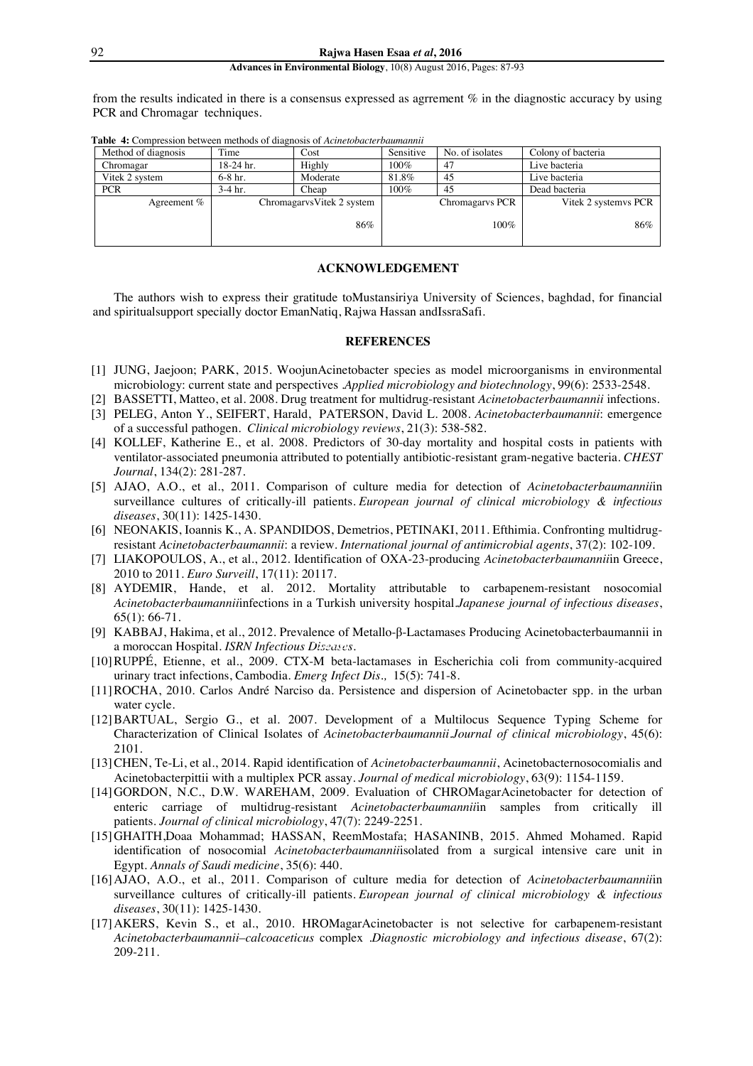from the results indicated in there is a consensus expressed as agrrement % in the diagnostic accuracy by using PCR and Chromagar techniques.

**Table 4:** Compression between methods of diagnosis of *Acinetobacterbaumannii*

| Method of diagnosis | Time | Cost | Sensitive | No. of isolates | Colony of bacteria |
|---|---|---|---|---|---|
| Chromagar | 18-24 hr. | Highly | 100% | 47 | Live bacteria |
| Vitek 2 system | 6-8 hr. | Moderate | 81.8% | 45 | Live bacteria |
| PCR | 3-4 hr. | Cheap | 100% | 45 | Dead bacteria |
| Agreement % | ChromagarvsVitek 2 system 86% | | Chromagarvs PCR 100% | | Vitek 2 systemvs PCR 86% |

## ACKNOWLEDGEMENT

The authors wish to express their gratitude toMustansiriya University of Sciences, baghdad, for financial and spiritualsupport specially doctor EmanNatiq, Rajwa Hassan andIssraSafi.

## REFERENCES

[1] JUNG, Jaejoon; PARK, 2015. WoojunAcinetobacter species as model microorganisms in environmental microbiology: current state and perspectives .*Applied microbiology and biotechnology*, 99(6): 2533-2548.

[2] BASSETTI, Matteo, et al. 2008. Drug treatment for multidrug-resistant *Acinetobacterbaumannii* infections.

[3] PELEG, Anton Y., SEIFERT, Harald, PATERSON, David L. 2008. *Acinetobacterbaumannii*: emergence of a successful pathogen. *Clinical microbiology reviews*, 21(3): 538-582.

[4] KOLLEF, Katherine E., et al. 2008. Predictors of 30-day mortality and hospital costs in patients with ventilator-associated pneumonia attributed to potentially antibiotic-resistant gram-negative bacteria. *CHEST Journal*, 134(2): 281-287.

[5] AJAO, A.O., et al., 2011. Comparison of culture media for detection of *Acinetobacterbaumannii*in surveillance cultures of critically-ill patients. *European journal of clinical microbiology & infectious diseases*, 30(11): 1425-1430.

[6] NEONAKIS, Ioannis K., A. SPANDIDOS, Demetrios, PETINAKI, 2011. Efthimia. Confronting multidrug-resistant *Acinetobacterbaumannii*: a review. *International journal of antimicrobial agents*, 37(2): 102-109.

[7] LIAKOPOULOS, A., et al., 2012. Identification of OXA-23-producing *Acinetobacterbaumannii*in Greece, 2010 to 2011. *Euro Surveill*, 17(11): 20117.

[8] AYDEMIR, Hande, et al. 2012. Mortality attributable to carbapenem-resistant nosocomial *Acinetobacterbaumannii*infections in a Turkish university hospital.*Japanese journal of infectious diseases*, 65(1): 66-71.

[9] KABBAJ, Hakima, et al., 2012. Prevalence of Metallo-β-Lactamases Producing Acinetobacterbaumannii in a moroccan Hospital. *ISRN Infectious Diseases*.

[10] RUPPÉ, Etienne, et al., 2009. CTX-M beta-lactamases in Escherichia coli from community-acquired urinary tract infections, Cambodia. *Emerg Infect Dis.,* 15(5): 741-8.

[11] ROCHA, 2010. Carlos André Narciso da. Persistence and dispersion of Acinetobacter spp. in the urban water cycle.

[12] BARTUAL, Sergio G., et al. 2007. Development of a Multilocus Sequence Typing Scheme for Characterization of Clinical Isolates of *Acinetobacterbaumannii*.*Journal of clinical microbiology*, 45(6): 2101.

[13] CHEN, Te-Li, et al., 2014. Rapid identification of *Acinetobacterbaumannii*, Acinetobacternosocomialis and Acinetobacterpittii with a multiplex PCR assay. *Journal of medical microbiology*, 63(9): 1154-1159.

[14] GORDON, N.C., D.W. WAREHAM, 2009. Evaluation of CHROMagarAcinetobacter for detection of enteric carriage of multidrug-resistant *Acinetobacterbaumannii*in samples from critically ill patients. *Journal of clinical microbiology*, 47(7): 2249-2251.

[15] GHAITH,Doaa Mohammad; HASSAN, ReemMostafa; HASANINB, 2015. Ahmed Mohamed. Rapid identification of nosocomial *Acinetobacterbaumannii*isolated from a surgical intensive care unit in Egypt. *Annals of Saudi medicine*, 35(6): 440.

[16] AJAO, A.O., et al., 2011. Comparison of culture media for detection of *Acinetobacterbaumannii*in surveillance cultures of critically-ill patients. *European journal of clinical microbiology & infectious diseases*, 30(11): 1425-1430.

[17] AKERS, Kevin S., et al., 2010. HROMagarAcinetobacter is not selective for carbapenem-resistant *Acinetobacterbaumannii–calcoaceticus* complex .*Diagnostic microbiology and infectious disease*, 67(2): 209-211.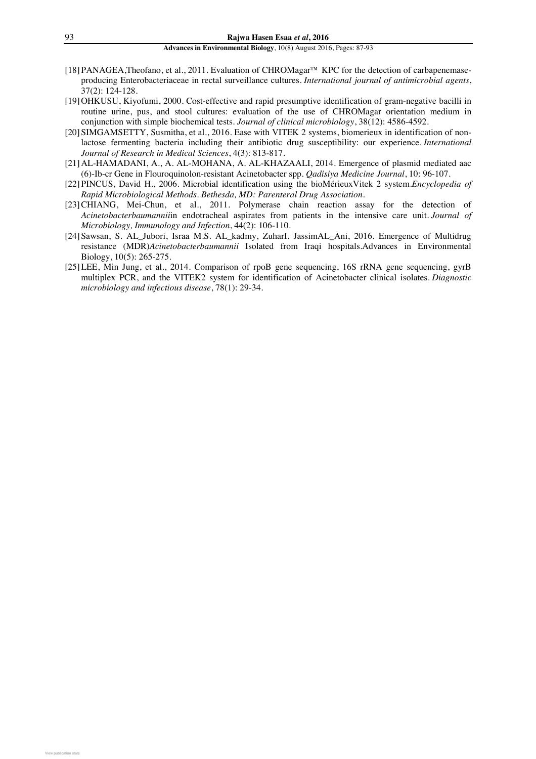[18] PANAGEA,Theofano, et al., 2011. Evaluation of CHROMagar™ KPC for the detection of carbapenemase-producing Enterobacteriaceae in rectal surveillance cultures. *International journal of antimicrobial agents*, 37(2): 124-128.

[19] OHKUSU, Kiyofumi, 2000. Cost-effective and rapid presumptive identification of gram-negative bacilli in routine urine, pus, and stool cultures: evaluation of the use of CHROMagar orientation medium in conjunction with simple biochemical tests. *Journal of clinical microbiology*, 38(12): 4586-4592.

[20] SIMGAMSETTY, Susmitha, et al., 2016. Ease with VITEK 2 systems, biomerieux in identification of non-lactose fermenting bacteria including their antibiotic drug susceptibility: our experience. *International Journal of Research in Medical Sciences*, 4(3): 813-817.

[21] AL-HAMADANI, A., A. AL-MOHANA, A. AL-KHAZAALI, 2014. Emergence of plasmid mediated aac (6)-Ib-cr Gene in Flouroquinolon-resistant Acinetobacter spp. *Qadisiya Medicine Journal*, 10: 96-107.

[22] PINCUS, David H., 2006. Microbial identification using the bioMérieuxVitek 2 system.*Encyclopedia of Rapid Microbiological Methods. Bethesda, MD: Parenteral Drug Association*.

[23] CHIANG, Mei-Chun, et al., 2011. Polymerase chain reaction assay for the detection of *Acinetobacterbaumannii*in endotracheal aspirates from patients in the intensive care unit. *Journal of Microbiology, Immunology and Infection*, 44(2): 106-110.

[24] Sawsan, S. AL_Jubori, Israa M.S. AL_kadmy, ZuharI. JassimAL_Ani, 2016. Emergence of Multidrug resistance (MDR)*Acinetobacterbaumannii* Isolated from Iraqi hospitals.Advances in Environmental Biology, 10(5): 265-275.

[25] LEE, Min Jung, et al., 2014. Comparison of rpoB gene sequencing, 16S rRNA gene sequencing, gyrB multiplex PCR, and the VITEK2 system for identification of Acinetobacter clinical isolates. *Diagnostic microbiology and infectious disease*, 78(1): 29-34.